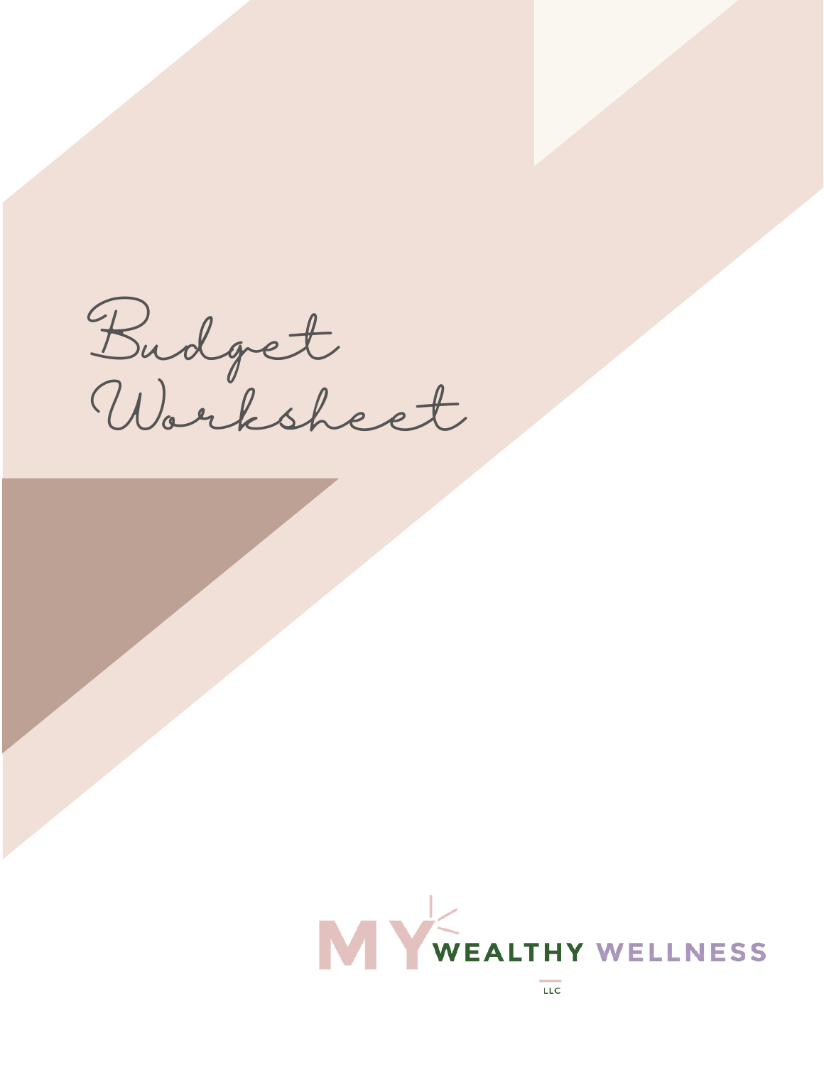# Budget Worksheet

MY WEALTHY WELLNESS

LLC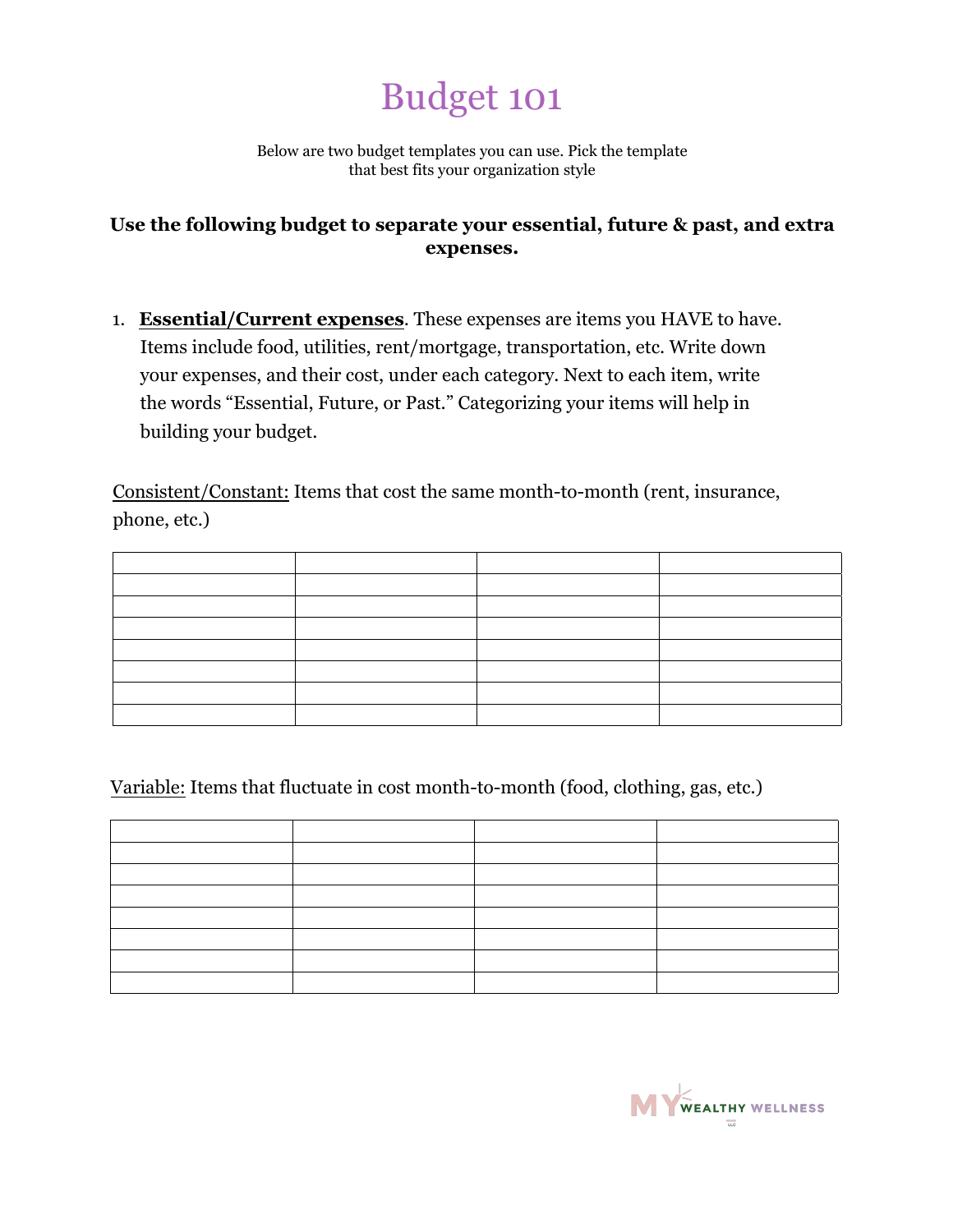# Budget 101

Below are two budget templates you can use. Pick the template that best fits your organization style

**Use the following budget to separate your essential, future & past, and extra expenses.**

1. **<u>Essential/Current expenses</u>**. These expenses are items you HAVE to have. Items include food, utilities, rent/mortgage, transportation, etc. Write down your expenses, and their cost, under each category. Next to each item, write the words "Essential, Future, or Past." Categorizing your items will help in building your budget.

<u>Consistent/Constant:</u> Items that cost the same month-to-month (rent, insurance, phone, etc.)

| | | | |
|---|---|---|---|
| | | | |
| | | | |
| | | | |
| | | | |
| | | | |
| | | | |
| | | | |

<u>Variable:</u> Items that fluctuate in cost month-to-month (food, clothing, gas, etc.)

| | | | |
|---|---|---|---|
| | | | |
| | | | |
| | | | |
| | | | |
| | | | |
| | | | |
| | | | |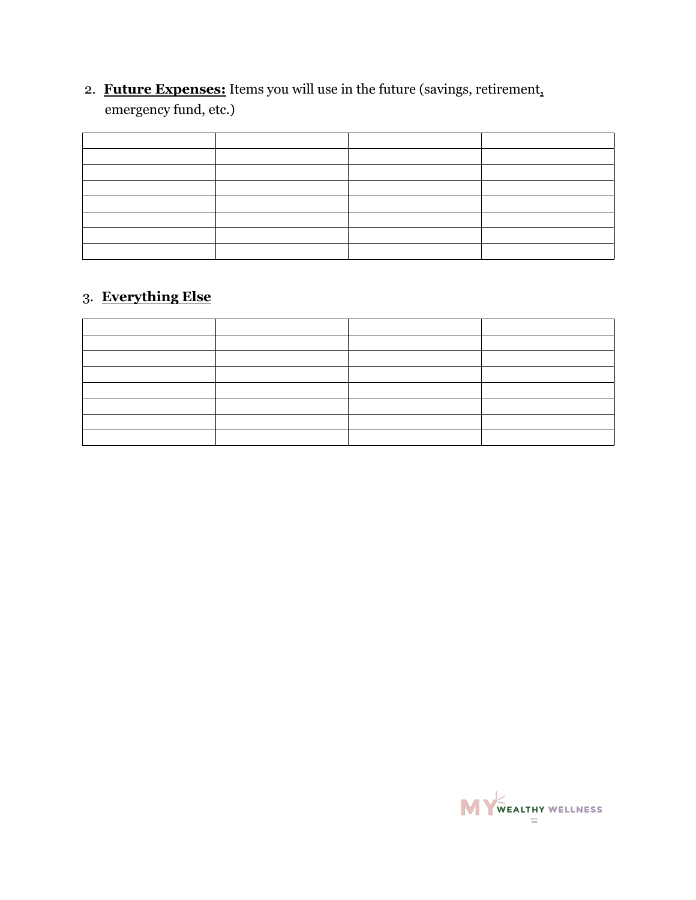2. **Future Expenses:** Items you will use in the future (savings, retirement, emergency fund, etc.)

| | | | |
|---|---|---|---|
| | | | |
| | | | |
| | | | |
| | | | |
| | | | |
| | | | |
| | | | |

3. **Everything Else**

| | | | |
|---|---|---|---|
| | | | |
| | | | |
| | | | |
| | | | |
| | | | |
| | | | |
| | | | |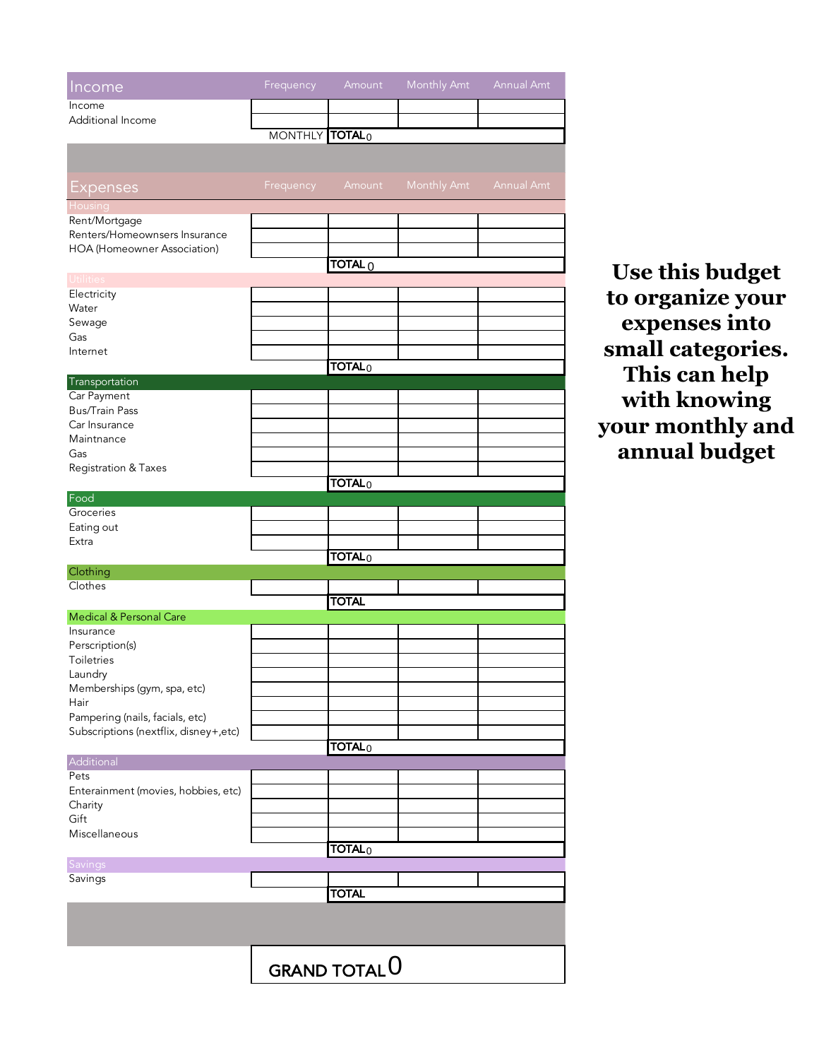| Income | Frequency | Amount | Monthly Amt | Annual Amt |
|---|---|---|---|---|
| Income | | | | |
| Additional Income | | | | |
| | MONTHLY | TOTAL 0 | | |

| Expenses | Frequency | Amount | Monthly Amt | Annual Amt |
|---|---|---|---|---|
| Housing | | | | |
| Rent/Mortgage | | | | |
| Renters/Homeownsers Insurance | | | | |
| HOA (Homeowner Association) | | | | |
| | | TOTAL 0 | | |
| Utilities | | | | |
| Electricity | | | | |
| Water | | | | |
| Sewage | | | | |
| Gas | | | | |
| Internet | | | | |
| | | TOTAL 0 | | |
| Transportation | | | | |
| Car Payment | | | | |
| Bus/Train Pass | | | | |
| Car Insurance | | | | |
| Maintnance | | | | |
| Gas | | | | |
| Registration & Taxes | | | | |
| | | TOTAL 0 | | |
| Food | | | | |
| Groceries | | | | |
| Eating out | | | | |
| Extra | | | | |
| | | TOTAL 0 | | |
| Clothing | | | | |
| Clothes | | | | |
| | | TOTAL | | |
| Medical & Personal Care | | | | |
| Insurance | | | | |
| Perscription(s) | | | | |
| Toiletries | | | | |
| Laundry | | | | |
| Memberships (gym, spa, etc) | | | | |
| Hair | | | | |
| Pampering (nails, facials, etc) | | | | |
| Subscriptions (nextflix, disney+,etc) | | | | |
| | | TOTAL 0 | | |
| Additional | | | | |
| Pets | | | | |
| Enterainment (movies, hobbies, etc) | | | | |
| Charity | | | | |
| Gift | | | | |
| Miscellaneous | | | | |
| | | TOTAL 0 | | |
| Savings | | | | |
| Savings | | | | |
| | | TOTAL | | |

**GRAND TOTAL 0**

**Use this budget to organize your expenses into small categories. This can help with knowing your monthly and annual budget**